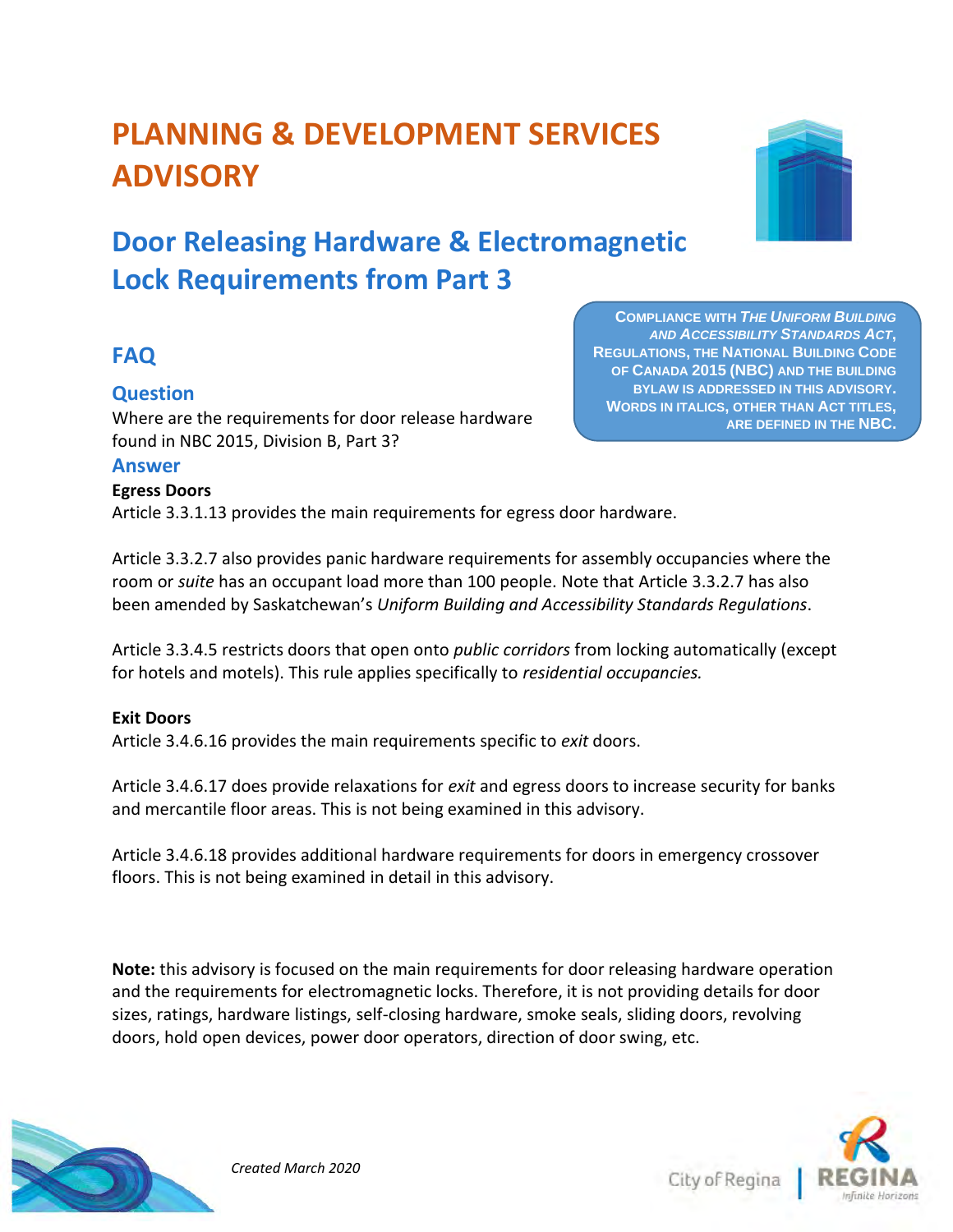# PLANNING & DEVELOPMENT SERVICES ADVISORY

## Door Releasing Hardware & Electromagnetic Lock Requirements from Part 3

**COMPLIANCE WITH *THE UNIFORM BUILDING AND ACCESSIBILITY STANDARDS ACT*, REGULATIONS, THE NATIONAL BUILDING CODE OF CANADA 2015 (NBC) AND THE BUILDING BYLAW IS ADDRESSED IN THIS ADVISORY. WORDS IN ITALICS, OTHER THAN ACT TITLES, ARE DEFINED IN THE NBC.**

### FAQ

#### Question

Where are the requirements for door release hardware found in NBC 2015, Division B, Part 3?

#### Answer

**Egress Doors**

Article 3.3.1.13 provides the main requirements for egress door hardware.

Article 3.3.2.7 also provides panic hardware requirements for assembly occupancies where the room or *suite* has an occupant load more than 100 people. Note that Article 3.3.2.7 has also been amended by Saskatchewan's *Uniform Building and Accessibility Standards Regulations*.

Article 3.3.4.5 restricts doors that open onto *public corridors* from locking automatically (except for hotels and motels). This rule applies specifically to *residential occupancies.*

**Exit Doors**

Article 3.4.6.16 provides the main requirements specific to *exit* doors.

Article 3.4.6.17 does provide relaxations for *exit* and egress doors to increase security for banks and mercantile floor areas. This is not being examined in this advisory.

Article 3.4.6.18 provides additional hardware requirements for doors in emergency crossover floors. This is not being examined in detail in this advisory.

**Note:** this advisory is focused on the main requirements for door releasing hardware operation and the requirements for electromagnetic locks. Therefore, it is not providing details for door sizes, ratings, hardware listings, self-closing hardware, smoke seals, sliding doors, revolving doors, hold open devices, power door operators, direction of door swing, etc.

*Created March 2020*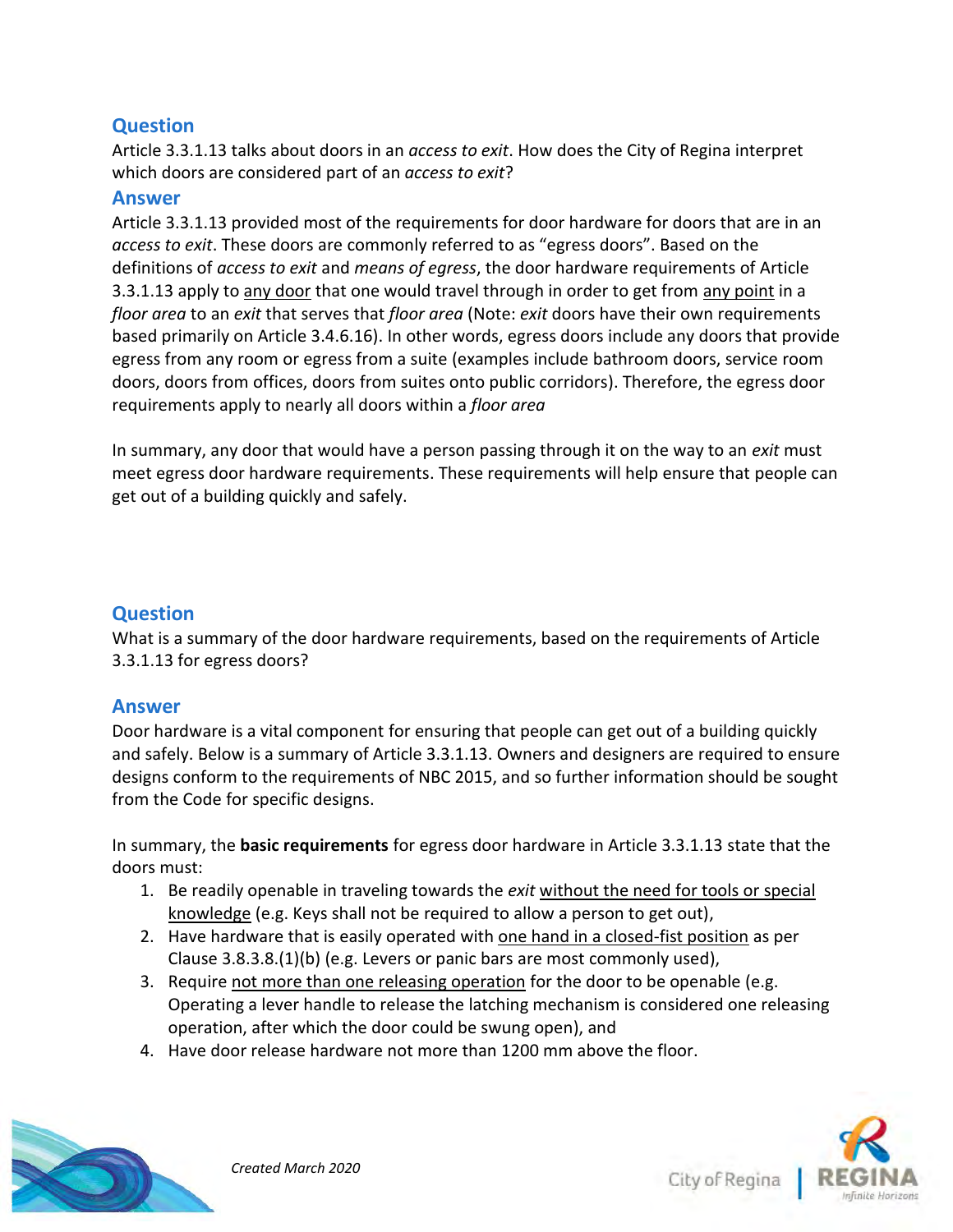## Question

Article 3.3.1.13 talks about doors in an *access to exit*. How does the City of Regina interpret which doors are considered part of an *access to exit*?

## Answer

Article 3.3.1.13 provided most of the requirements for door hardware for doors that are in an *access to exit*. These doors are commonly referred to as "egress doors". Based on the definitions of *access to exit* and *means of egress*, the door hardware requirements of Article 3.3.1.13 apply to <u>any door</u> that one would travel through in order to get from <u>any point</u> in a *floor area* to an *exit* that serves that *floor area* (Note: *exit* doors have their own requirements based primarily on Article 3.4.6.16). In other words, egress doors include any doors that provide egress from any room or egress from a suite (examples include bathroom doors, service room doors, doors from offices, doors from suites onto public corridors). Therefore, the egress door requirements apply to nearly all doors within a *floor area*

In summary, any door that would have a person passing through it on the way to an *exit* must meet egress door hardware requirements. These requirements will help ensure that people can get out of a building quickly and safely.

## Question

What is a summary of the door hardware requirements, based on the requirements of Article 3.3.1.13 for egress doors?

## Answer

Door hardware is a vital component for ensuring that people can get out of a building quickly and safely. Below is a summary of Article 3.3.1.13. Owners and designers are required to ensure designs conform to the requirements of NBC 2015, and so further information should be sought from the Code for specific designs.

In summary, the **basic requirements** for egress door hardware in Article 3.3.1.13 state that the doors must:

1. Be readily openable in traveling towards the *exit* <u>without the need for tools or special knowledge</u> (e.g. Keys shall not be required to allow a person to get out),
2. Have hardware that is easily operated with <u>one hand in a closed-fist position</u> as per Clause 3.8.3.8.(1)(b) (e.g. Levers or panic bars are most commonly used),
3. Require <u>not more than one releasing operation</u> for the door to be openable (e.g. Operating a lever handle to release the latching mechanism is considered one releasing operation, after which the door could be swung open), and
4. Have door release hardware not more than 1200 mm above the floor.

*Created March 2020*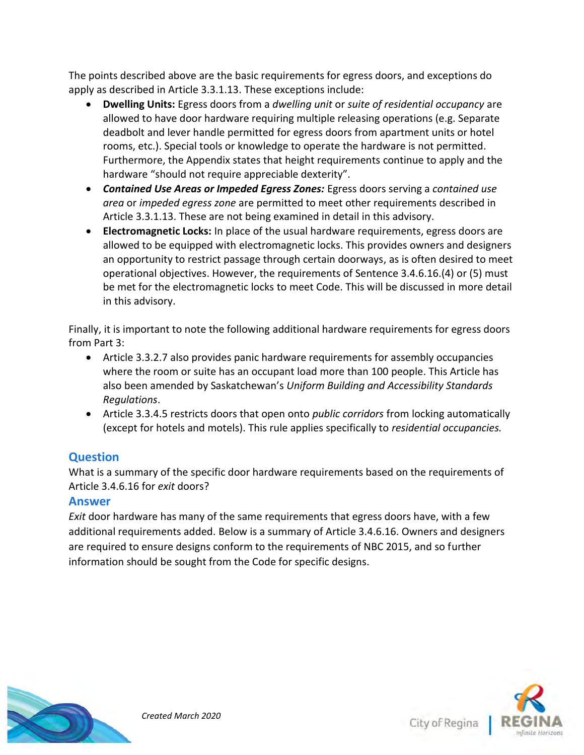The points described above are the basic requirements for egress doors, and exceptions do apply as described in Article 3.3.1.13. These exceptions include:

- **Dwelling Units:** Egress doors from a *dwelling unit* or *suite of residential occupancy* are allowed to have door hardware requiring multiple releasing operations (e.g. Separate deadbolt and lever handle permitted for egress doors from apartment units or hotel rooms, etc.). Special tools or knowledge to operate the hardware is not permitted. Furthermore, the Appendix states that height requirements continue to apply and the hardware "should not require appreciable dexterity".
- ***Contained Use Areas or Impeded Egress Zones:*** Egress doors serving a *contained use area* or *impeded egress zone* are permitted to meet other requirements described in Article 3.3.1.13. These are not being examined in detail in this advisory.
- **Electromagnetic Locks:** In place of the usual hardware requirements, egress doors are allowed to be equipped with electromagnetic locks. This provides owners and designers an opportunity to restrict passage through certain doorways, as is often desired to meet operational objectives. However, the requirements of Sentence 3.4.6.16.(4) or (5) must be met for the electromagnetic locks to meet Code. This will be discussed in more detail in this advisory.

Finally, it is important to note the following additional hardware requirements for egress doors from Part 3:

- Article 3.3.2.7 also provides panic hardware requirements for assembly occupancies where the room or suite has an occupant load more than 100 people. This Article has also been amended by Saskatchewan's *Uniform Building and Accessibility Standards Regulations*.
- Article 3.3.4.5 restricts doors that open onto *public corridors* from locking automatically (except for hotels and motels). This rule applies specifically to *residential occupancies.*

## Question

What is a summary of the specific door hardware requirements based on the requirements of Article 3.4.6.16 for *exit* doors?

### Answer

*Exit* door hardware has many of the same requirements that egress doors have, with a few additional requirements added. Below is a summary of Article 3.4.6.16. Owners and designers are required to ensure designs conform to the requirements of NBC 2015, and so further information should be sought from the Code for specific designs.

*Created March 2020*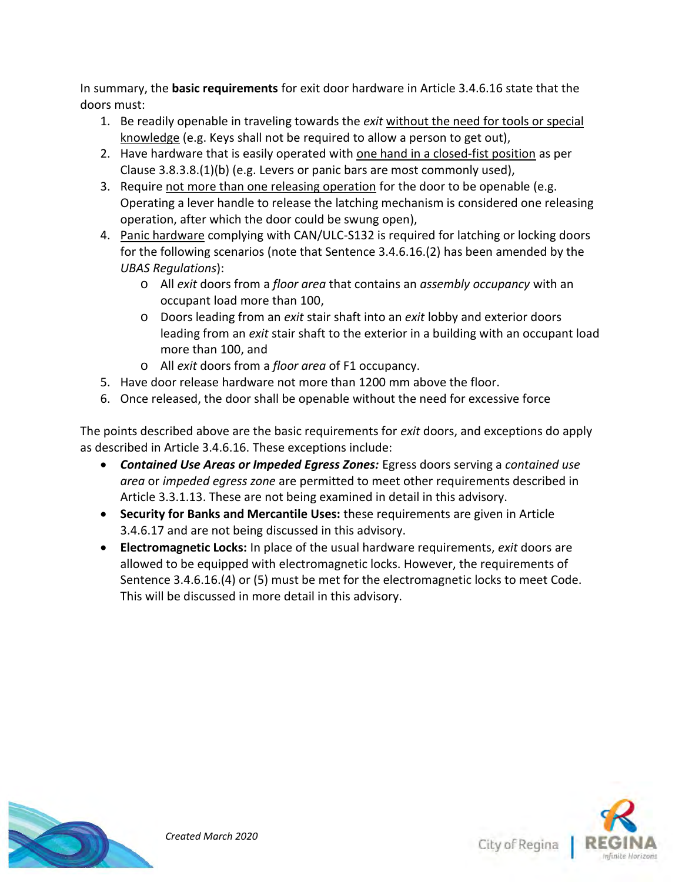In summary, the **basic requirements** for exit door hardware in Article 3.4.6.16 state that the doors must:

1. Be readily openable in traveling towards the *exit* without the need for tools or special knowledge (e.g. Keys shall not be required to allow a person to get out),
2. Have hardware that is easily operated with one hand in a closed-fist position as per Clause 3.8.3.8.(1)(b) (e.g. Levers or panic bars are most commonly used),
3. Require not more than one releasing operation for the door to be openable (e.g. Operating a lever handle to release the latching mechanism is considered one releasing operation, after which the door could be swung open),
4. Panic hardware complying with CAN/ULC-S132 is required for latching or locking doors for the following scenarios (note that Sentence 3.4.6.16.(2) has been amended by the *UBAS Regulations*):
   - All *exit* doors from a *floor area* that contains an *assembly occupancy* with an occupant load more than 100,
   - Doors leading from an *exit* stair shaft into an *exit* lobby and exterior doors leading from an *exit* stair shaft to the exterior in a building with an occupant load more than 100, and
   - All *exit* doors from a *floor area* of F1 occupancy.
5. Have door release hardware not more than 1200 mm above the floor.
6. Once released, the door shall be openable without the need for excessive force

The points described above are the basic requirements for *exit* doors, and exceptions do apply as described in Article 3.4.6.16. These exceptions include:

- ***Contained Use Areas or Impeded Egress Zones:*** Egress doors serving a *contained use area* or *impeded egress zone* are permitted to meet other requirements described in Article 3.3.1.13. These are not being examined in detail in this advisory.
- **Security for Banks and Mercantile Uses:** these requirements are given in Article 3.4.6.17 and are not being discussed in this advisory.
- **Electromagnetic Locks:** In place of the usual hardware requirements, *exit* doors are allowed to be equipped with electromagnetic locks. However, the requirements of Sentence 3.4.6.16.(4) or (5) must be met for the electromagnetic locks to meet Code. This will be discussed in more detail in this advisory.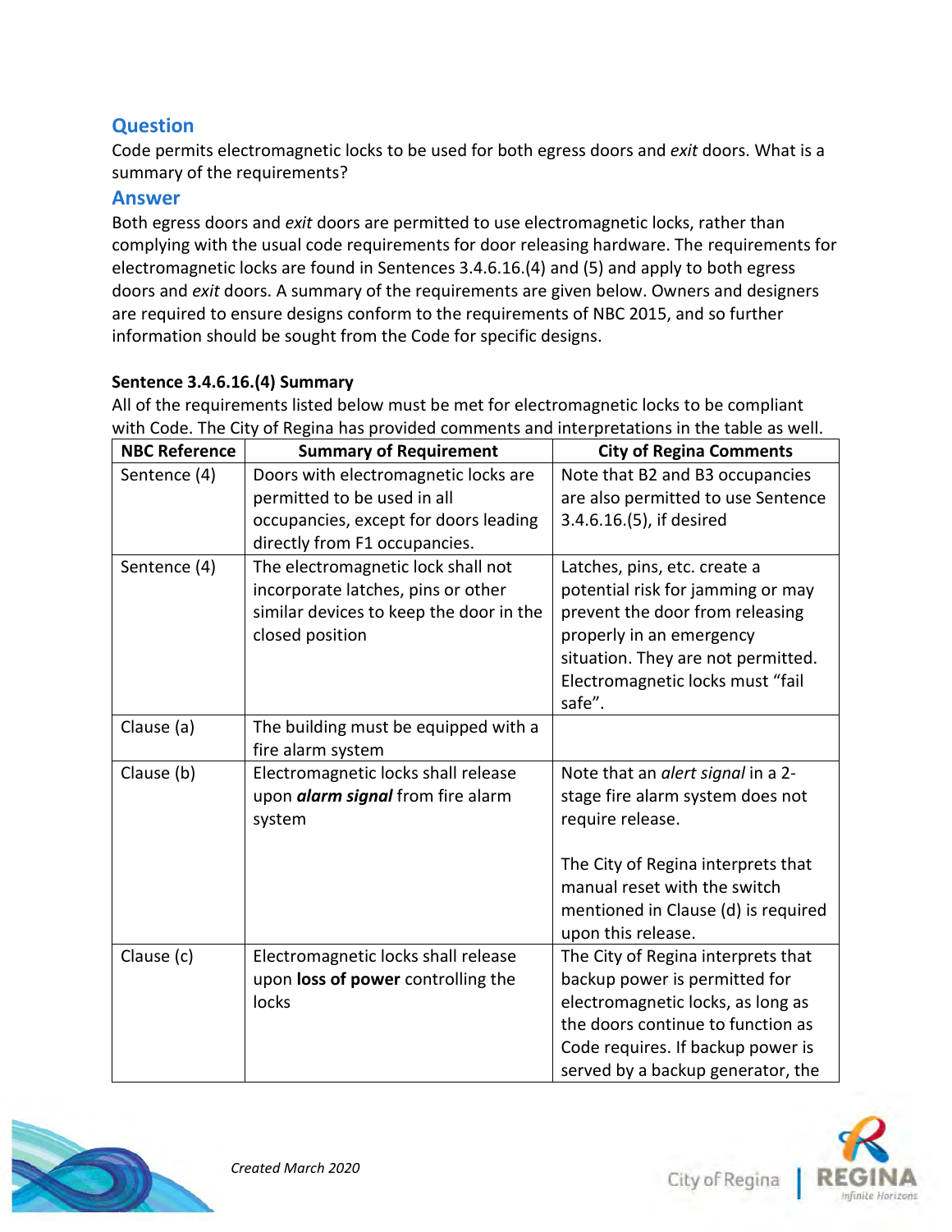## Question

Code permits electromagnetic locks to be used for both egress doors and *exit* doors. What is a summary of the requirements?

## Answer

Both egress doors and *exit* doors are permitted to use electromagnetic locks, rather than complying with the usual code requirements for door releasing hardware. The requirements for electromagnetic locks are found in Sentences 3.4.6.16.(4) and (5) and apply to both egress doors and *exit* doors. A summary of the requirements are given below. Owners and designers are required to ensure designs conform to the requirements of NBC 2015, and so further information should be sought from the Code for specific designs.

**Sentence 3.4.6.16.(4) Summary**

All of the requirements listed below must be met for electromagnetic locks to be compliant with Code. The City of Regina has provided comments and interpretations in the table as well.

| NBC Reference | Summary of Requirement | City of Regina Comments |
|---|---|---|
| Sentence (4) | Doors with electromagnetic locks are permitted to be used in all occupancies, except for doors leading directly from F1 occupancies. | Note that B2 and B3 occupancies are also permitted to use Sentence 3.4.6.16.(5), if desired |
| Sentence (4) | The electromagnetic lock shall not incorporate latches, pins or other similar devices to keep the door in the closed position | Latches, pins, etc. create a potential risk for jamming or may prevent the door from releasing properly in an emergency situation. They are not permitted. Electromagnetic locks must "fail safe". |
| Clause (a) | The building must be equipped with a fire alarm system | |
| Clause (b) | Electromagnetic locks shall release upon ***alarm signal*** from fire alarm system | Note that an *alert signal* in a 2-stage fire alarm system does not require release.<br><br>The City of Regina interprets that manual reset with the switch mentioned in Clause (d) is required upon this release. |
| Clause (c) | Electromagnetic locks shall release upon **loss of power** controlling the locks | The City of Regina interprets that backup power is permitted for electromagnetic locks, as long as the doors continue to function as Code requires. If backup power is served by a backup generator, the |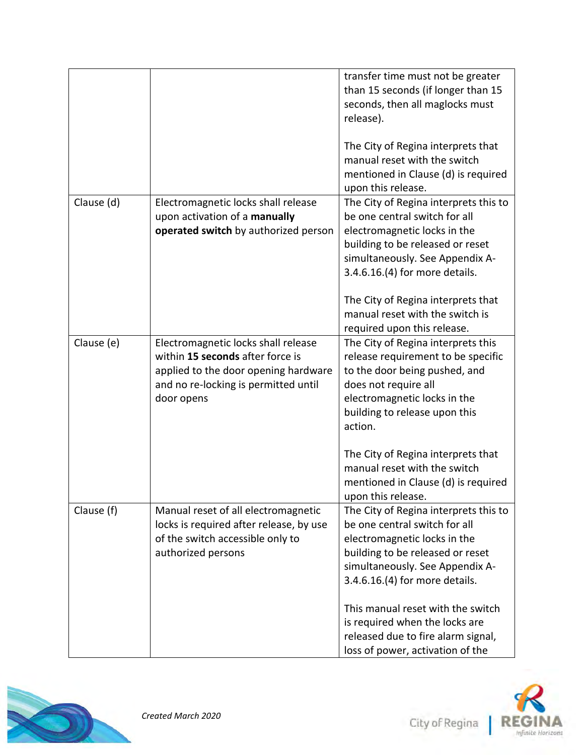| | | |
|---|---|---|
| | | transfer time must not be greater than 15 seconds (if longer than 15 seconds, then all maglocks must release).<br><br>The City of Regina interprets that manual reset with the switch mentioned in Clause (d) is required upon this release. |
| Clause (d) | Electromagnetic locks shall release upon activation of a **manually operated switch** by authorized person | The City of Regina interprets this to be one central switch for all electromagnetic locks in the building to be released or reset simultaneously. See Appendix A-3.4.6.16.(4) for more details.<br><br>The City of Regina interprets that manual reset with the switch is required upon this release. |
| Clause (e) | Electromagnetic locks shall release within **15 seconds** after force is applied to the door opening hardware and no re-locking is permitted until door opens | The City of Regina interprets this release requirement to be specific to the door being pushed, and does not require all electromagnetic locks in the building to release upon this action.<br><br>The City of Regina interprets that manual reset with the switch mentioned in Clause (d) is required upon this release. |
| Clause (f) | Manual reset of all electromagnetic locks is required after release, by use of the switch accessible only to authorized persons | The City of Regina interprets this to be one central switch for all electromagnetic locks in the building to be released or reset simultaneously. See Appendix A-3.4.6.16.(4) for more details.<br><br>This manual reset with the switch is required when the locks are released due to fire alarm signal, loss of power, activation of the |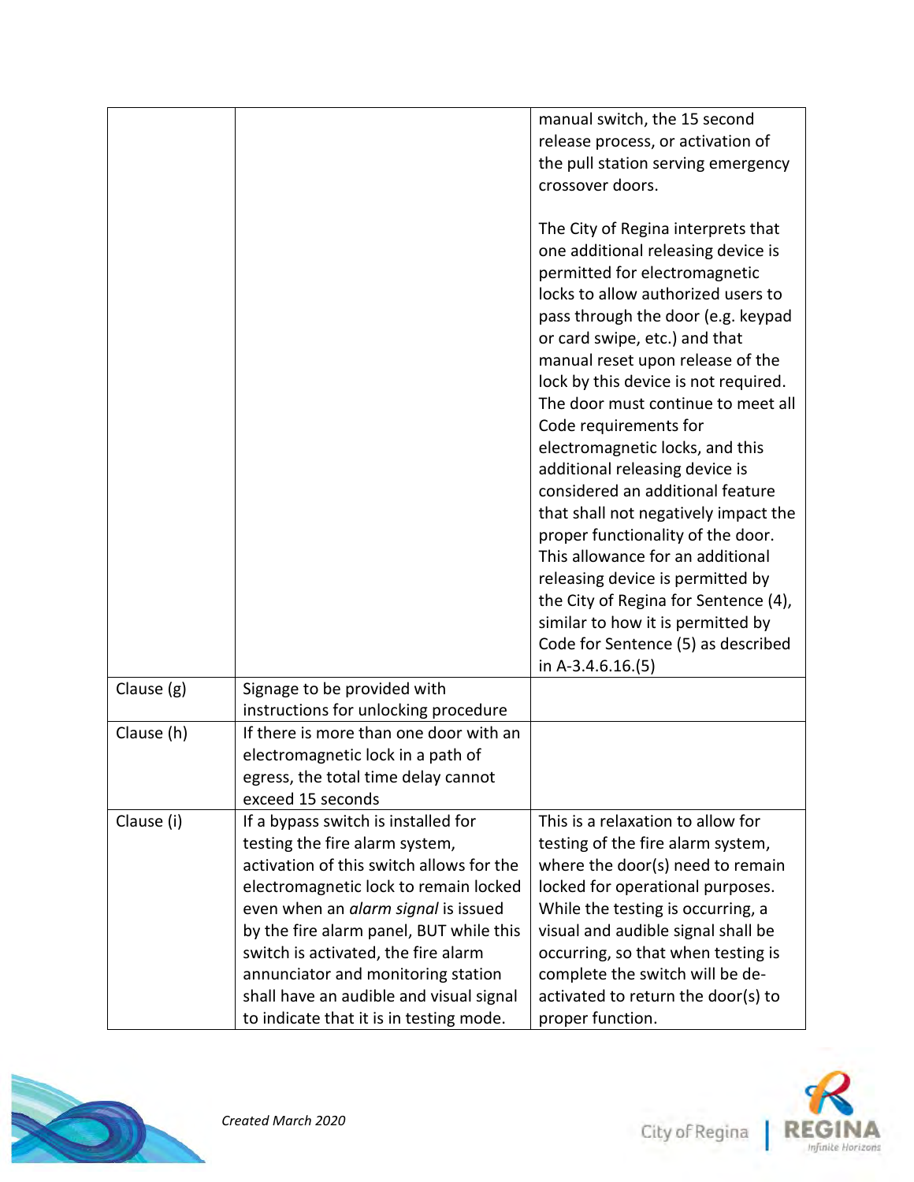| | | |
|---|---|---|
| | | manual switch, the 15 second release process, or activation of the pull station serving emergency crossover doors.<br><br>The City of Regina interprets that one additional releasing device is permitted for electromagnetic locks to allow authorized users to pass through the door (e.g. keypad or card swipe, etc.) and that manual reset upon release of the lock by this device is not required. The door must continue to meet all Code requirements for electromagnetic locks, and this additional releasing device is considered an additional feature that shall not negatively impact the proper functionality of the door. This allowance for an additional releasing device is permitted by the City of Regina for Sentence (4), similar to how it is permitted by Code for Sentence (5) as described in A-3.4.6.16.(5) |
| Clause (g) | Signage to be provided with instructions for unlocking procedure | |
| Clause (h) | If there is more than one door with an electromagnetic lock in a path of egress, the total time delay cannot exceed 15 seconds | |
| Clause (i) | If a bypass switch is installed for testing the fire alarm system, activation of this switch allows for the electromagnetic lock to remain locked even when an *alarm signal* is issued by the fire alarm panel, BUT while this switch is activated, the fire alarm annunciator and monitoring station shall have an audible and visual signal to indicate that it is in testing mode. | This is a relaxation to allow for testing of the fire alarm system, where the door(s) need to remain locked for operational purposes. While the testing is occurring, a visual and audible signal shall be occurring, so that when testing is complete the switch will be de-activated to return the door(s) to proper function. |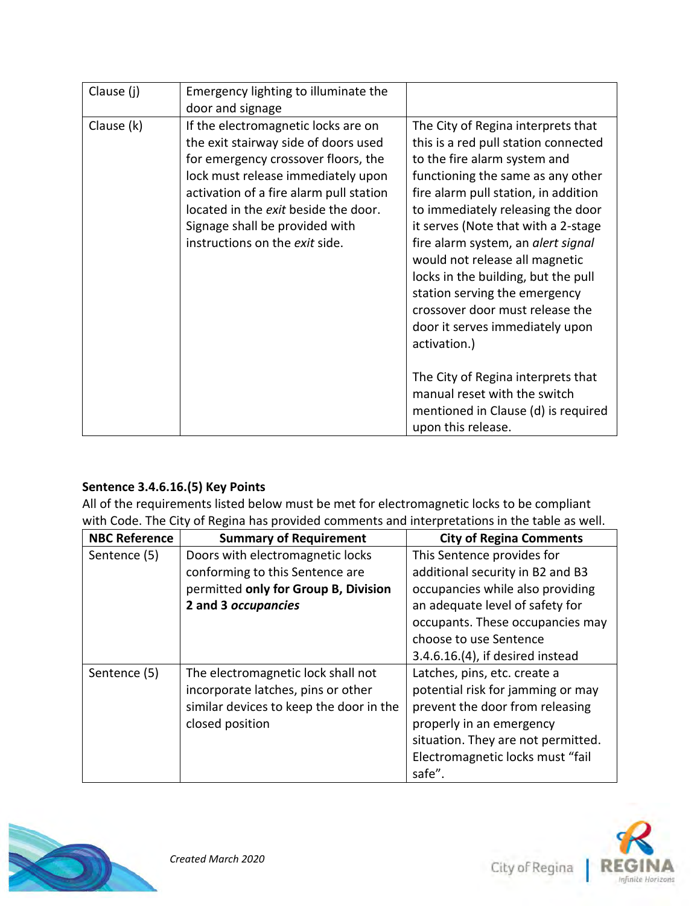| Clause (j) | Emergency lighting to illuminate the door and signage | |
|---|---|---|
| Clause (k) | If the electromagnetic locks are on the exit stairway side of doors used for emergency crossover floors, the lock must release immediately upon activation of a fire alarm pull station located in the *exit* beside the door. Signage shall be provided with instructions on the *exit* side. | The City of Regina interprets that this is a red pull station connected to the fire alarm system and functioning the same as any other fire alarm pull station, in addition to immediately releasing the door it serves (Note that with a 2-stage fire alarm system, an *alert signal* would not release all magnetic locks in the building, but the pull station serving the emergency crossover door must release the door it serves immediately upon activation.)<br><br>The City of Regina interprets that manual reset with the switch mentioned in Clause (d) is required upon this release. |

**Sentence 3.4.6.16.(5) Key Points**

All of the requirements listed below must be met for electromagnetic locks to be compliant with Code. The City of Regina has provided comments and interpretations in the table as well.

| NBC Reference | Summary of Requirement | City of Regina Comments |
|---|---|---|
| Sentence (5) | Doors with electromagnetic locks conforming to this Sentence are permitted **only for Group B, Division 2 and 3 *occupancies*** | This Sentence provides for additional security in B2 and B3 occupancies while also providing an adequate level of safety for occupants. These occupancies may choose to use Sentence 3.4.6.16.(4), if desired instead |
| Sentence (5) | The electromagnetic lock shall not incorporate latches, pins or other similar devices to keep the door in the closed position | Latches, pins, etc. create a potential risk for jamming or may prevent the door from releasing properly in an emergency situation. They are not permitted. Electromagnetic locks must "fail safe". |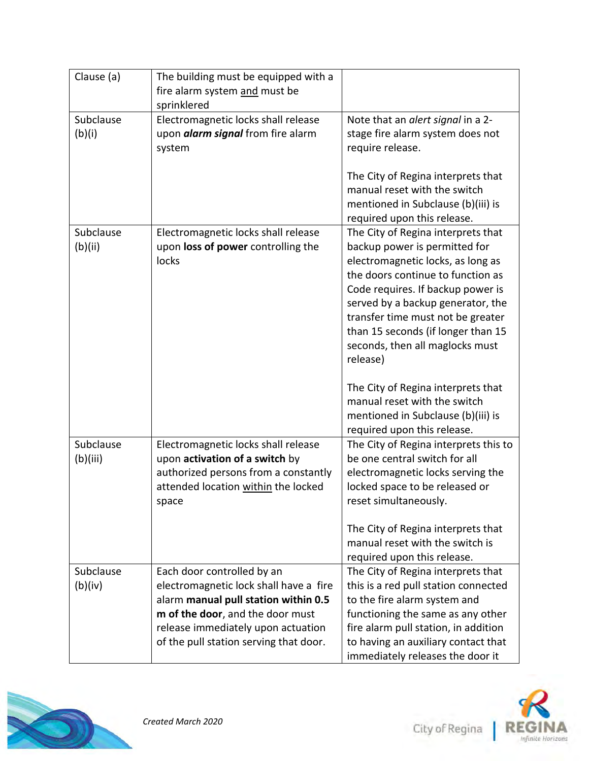| Clause (a) | The building must be equipped with a fire alarm system <u>and</u> must be sprinklered | |
|---|---|---|
| Subclause (b)(i) | Electromagnetic locks shall release upon ***alarm signal*** from fire alarm system | Note that an *alert signal* in a 2-stage fire alarm system does not require release.<br><br>The City of Regina interprets that manual reset with the switch mentioned in Subclause (b)(iii) is required upon this release. |
| Subclause (b)(ii) | Electromagnetic locks shall release upon **loss of power** controlling the locks | The City of Regina interprets that backup power is permitted for electromagnetic locks, as long as the doors continue to function as Code requires. If backup power is served by a backup generator, the transfer time must not be greater than 15 seconds (if longer than 15 seconds, then all maglocks must release)<br><br>The City of Regina interprets that manual reset with the switch mentioned in Subclause (b)(iii) is required upon this release. |
| Subclause (b)(iii) | Electromagnetic locks shall release upon **activation of a switch** by authorized persons from a constantly attended location <u>within</u> the locked space | The City of Regina interprets this to be one central switch for all electromagnetic locks serving the locked space to be released or reset simultaneously.<br><br>The City of Regina interprets that manual reset with the switch is required upon this release. |
| Subclause (b)(iv) | Each door controlled by an electromagnetic lock shall have a fire alarm **manual pull station within 0.5 m of the door**, and the door must release immediately upon actuation of the pull station serving that door. | The City of Regina interprets that this is a red pull station connected to the fire alarm system and functioning the same as any other fire alarm pull station, in addition to having an auxiliary contact that immediately releases the door it |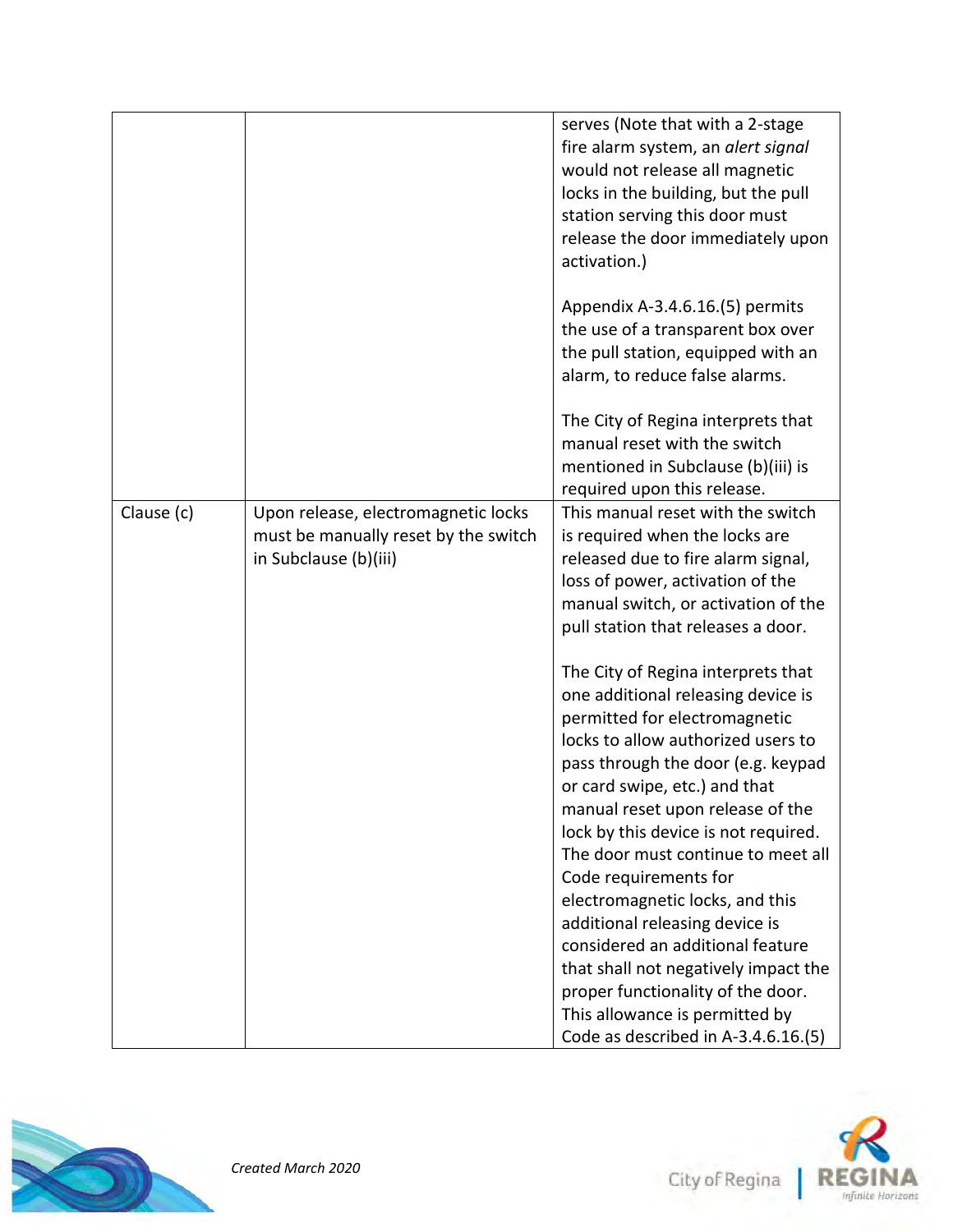| | | |
|---|---|---|
| | | serves (Note that with a 2-stage fire alarm system, an *alert signal* would not release all magnetic locks in the building, but the pull station serving this door must release the door immediately upon activation.)<br><br>Appendix A-3.4.6.16.(5) permits the use of a transparent box over the pull station, equipped with an alarm, to reduce false alarms.<br><br>The City of Regina interprets that manual reset with the switch mentioned in Subclause (b)(iii) is required upon this release. |
| Clause (c) | Upon release, electromagnetic locks must be manually reset by the switch in Subclause (b)(iii) | This manual reset with the switch is required when the locks are released due to fire alarm signal, loss of power, activation of the manual switch, or activation of the pull station that releases a door.<br><br>The City of Regina interprets that one additional releasing device is permitted for electromagnetic locks to allow authorized users to pass through the door (e.g. keypad or card swipe, etc.) and that manual reset upon release of the lock by this device is not required. The door must continue to meet all Code requirements for electromagnetic locks, and this additional releasing device is considered an additional feature that shall not negatively impact the proper functionality of the door. This allowance is permitted by Code as described in A-3.4.6.16.(5) |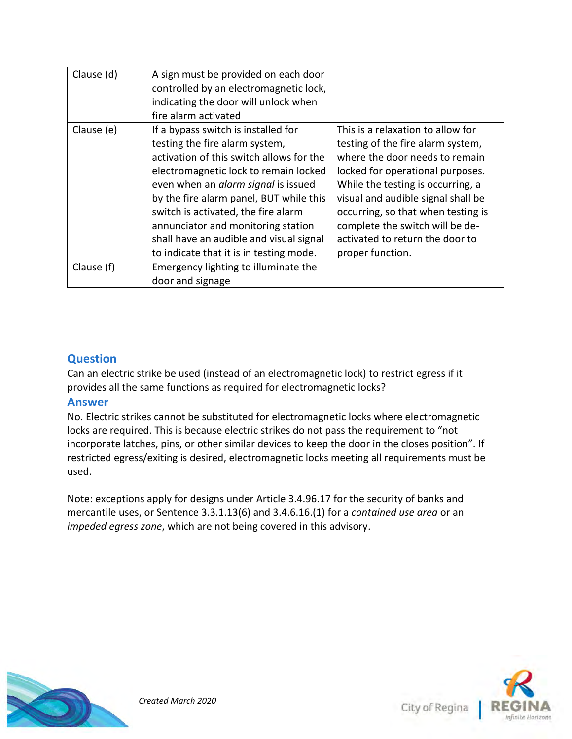| Clause (d) | A sign must be provided on each door controlled by an electromagnetic lock, indicating the door will unlock when fire alarm activated | |
|---|---|---|
| Clause (e) | If a bypass switch is installed for testing the fire alarm system, activation of this switch allows for the electromagnetic lock to remain locked even when an *alarm signal* is issued by the fire alarm panel, BUT while this switch is activated, the fire alarm annunciator and monitoring station shall have an audible and visual signal to indicate that it is in testing mode. | This is a relaxation to allow for testing of the fire alarm system, where the door needs to remain locked for operational purposes. While the testing is occurring, a visual and audible signal shall be occurring, so that when testing is complete the switch will be de-activated to return the door to proper function. |
| Clause (f) | Emergency lighting to illuminate the door and signage | |

## Question

Can an electric strike be used (instead of an electromagnetic lock) to restrict egress if it provides all the same functions as required for electromagnetic locks?

## Answer

No. Electric strikes cannot be substituted for electromagnetic locks where electromagnetic locks are required. This is because electric strikes do not pass the requirement to "not incorporate latches, pins, or other similar devices to keep the door in the closes position". If restricted egress/exiting is desired, electromagnetic locks meeting all requirements must be used.

Note: exceptions apply for designs under Article 3.4.96.17 for the security of banks and mercantile uses, or Sentence 3.3.1.13(6) and 3.4.6.16.(1) for a *contained use area* or an *impeded egress zone*, which are not being covered in this advisory.

*Created March 2020*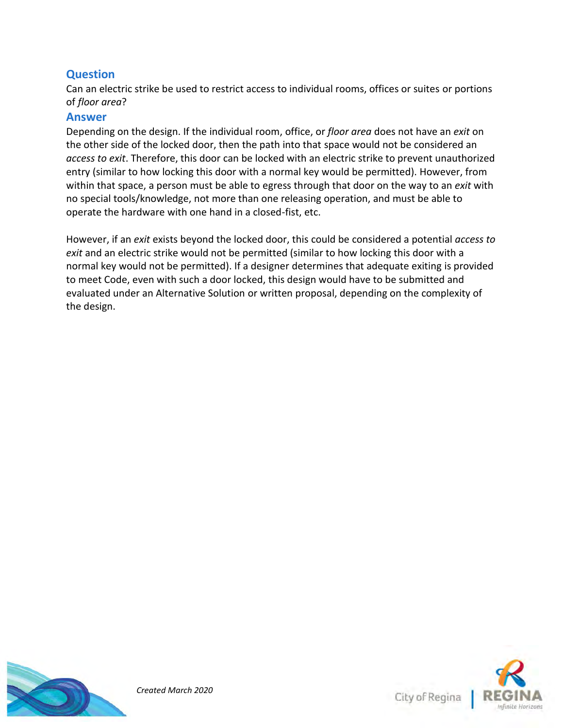## Question

Can an electric strike be used to restrict access to individual rooms, offices or suites or portions of *floor area*?

## Answer

Depending on the design. If the individual room, office, or *floor area* does not have an *exit* on the other side of the locked door, then the path into that space would not be considered an *access to exit*. Therefore, this door can be locked with an electric strike to prevent unauthorized entry (similar to how locking this door with a normal key would be permitted). However, from within that space, a person must be able to egress through that door on the way to an *exit* with no special tools/knowledge, not more than one releasing operation, and must be able to operate the hardware with one hand in a closed-fist, etc.

However, if an *exit* exists beyond the locked door, this could be considered a potential *access to exit* and an electric strike would not be permitted (similar to how locking this door with a normal key would not be permitted). If a designer determines that adequate exiting is provided to meet Code, even with such a door locked, this design would have to be submitted and evaluated under an Alternative Solution or written proposal, depending on the complexity of the design.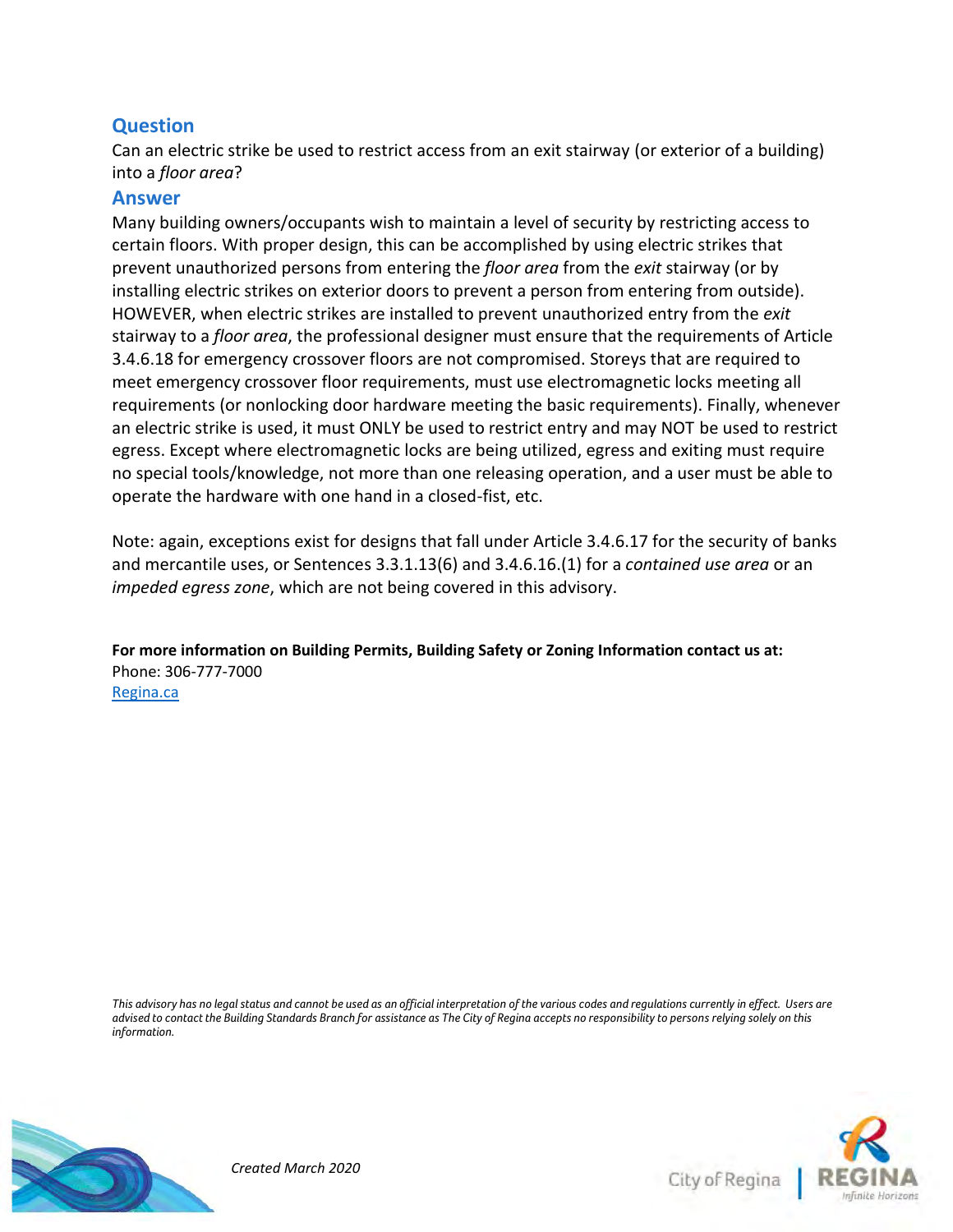## Question

Can an electric strike be used to restrict access from an exit stairway (or exterior of a building) into a *floor area*?

## Answer

Many building owners/occupants wish to maintain a level of security by restricting access to certain floors. With proper design, this can be accomplished by using electric strikes that prevent unauthorized persons from entering the *floor area* from the *exit* stairway (or by installing electric strikes on exterior doors to prevent a person from entering from outside). HOWEVER, when electric strikes are installed to prevent unauthorized entry from the *exit* stairway to a *floor area*, the professional designer must ensure that the requirements of Article 3.4.6.18 for emergency crossover floors are not compromised. Storeys that are required to meet emergency crossover floor requirements, must use electromagnetic locks meeting all requirements (or nonlocking door hardware meeting the basic requirements). Finally, whenever an electric strike is used, it must ONLY be used to restrict entry and may NOT be used to restrict egress. Except where electromagnetic locks are being utilized, egress and exiting must require no special tools/knowledge, not more than one releasing operation, and a user must be able to operate the hardware with one hand in a closed-fist, etc.

Note: again, exceptions exist for designs that fall under Article 3.4.6.17 for the security of banks and mercantile uses, or Sentences 3.3.1.13(6) and 3.4.6.16.(1) for a *contained use area* or an *impeded egress zone*, which are not being covered in this advisory.

**For more information on Building Permits, Building Safety or Zoning Information contact us at:**
Phone: 306-777-7000
[Regina.ca](Regina.ca)

*This advisory has no legal status and cannot be used as an official interpretation of the various codes and regulations currently in effect. Users are advised to contact the Building Standards Branch for assistance as The City of Regina accepts no responsibility to persons relying solely on this information.*

*Created March 2020*